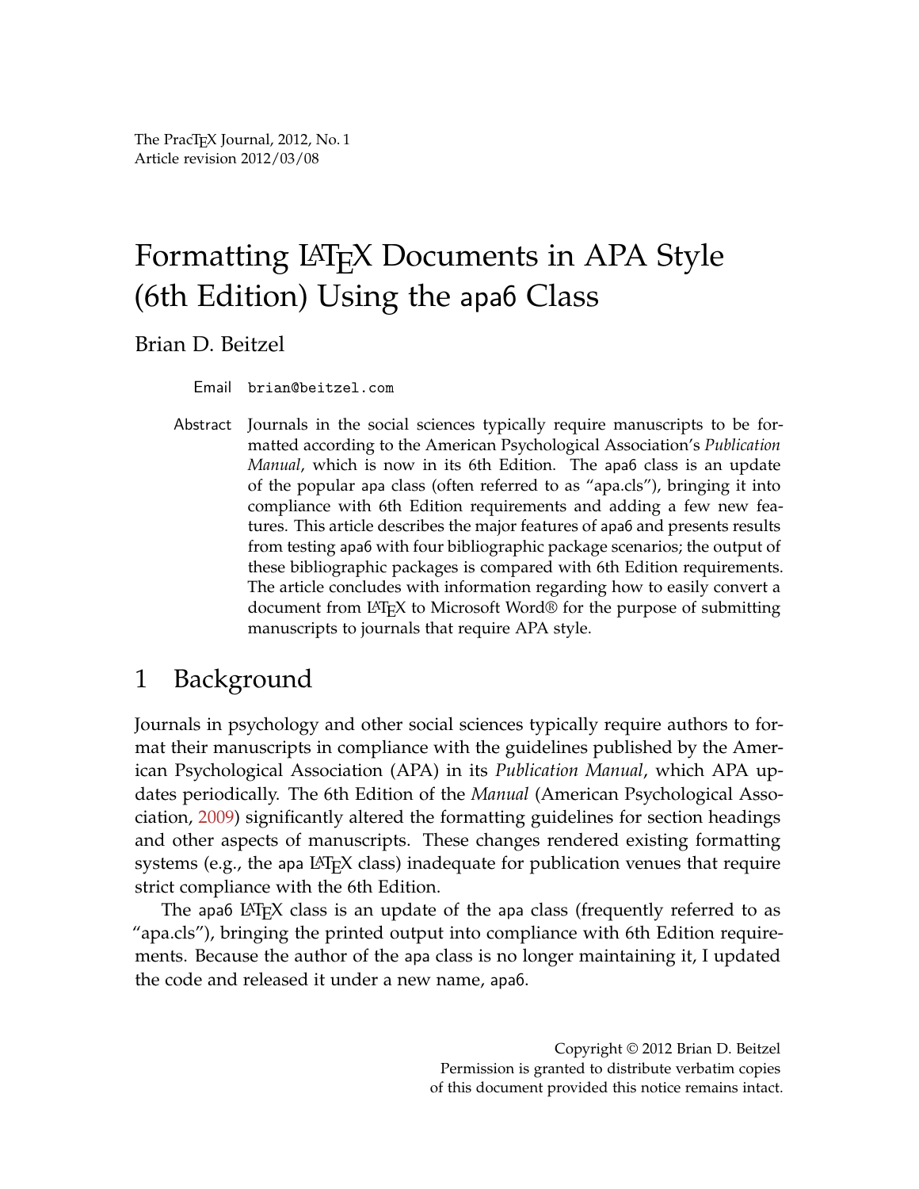The PracTEX Journal, 2012, No. 1
Article revision 2012/03/08

# Formatting LaTeX Documents in APA Style (6th Edition) Using the apa6 Class

Brian D. Beitzel

Email brian@beitzel.com

Abstract Journals in the social sciences typically require manuscripts to be formatted according to the American Psychological Association's *Publication Manual*, which is now in its 6th Edition. The apa6 class is an update of the popular apa class (often referred to as "apa.cls"), bringing it into compliance with 6th Edition requirements and adding a few new features. This article describes the major features of apa6 and presents results from testing apa6 with four bibliographic package scenarios; the output of these bibliographic packages is compared with 6th Edition requirements. The article concludes with information regarding how to easily convert a document from LaTeX to Microsoft Word® for the purpose of submitting manuscripts to journals that require APA style.

## 1 Background

Journals in psychology and other social sciences typically require authors to format their manuscripts in compliance with the guidelines published by the American Psychological Association (APA) in its *Publication Manual*, which APA updates periodically. The 6th Edition of the *Manual* (American Psychological Association, 2009) significantly altered the formatting guidelines for section headings and other aspects of manuscripts. These changes rendered existing formatting systems (e.g., the apa LaTeX class) inadequate for publication venues that require strict compliance with the 6th Edition.

The apa6 LaTeX class is an update of the apa class (frequently referred to as "apa.cls"), bringing the printed output into compliance with 6th Edition requirements. Because the author of the apa class is no longer maintaining it, I updated the code and released it under a new name, apa6.

Copyright © 2012 Brian D. Beitzel
Permission is granted to distribute verbatim copies of this document provided this notice remains intact.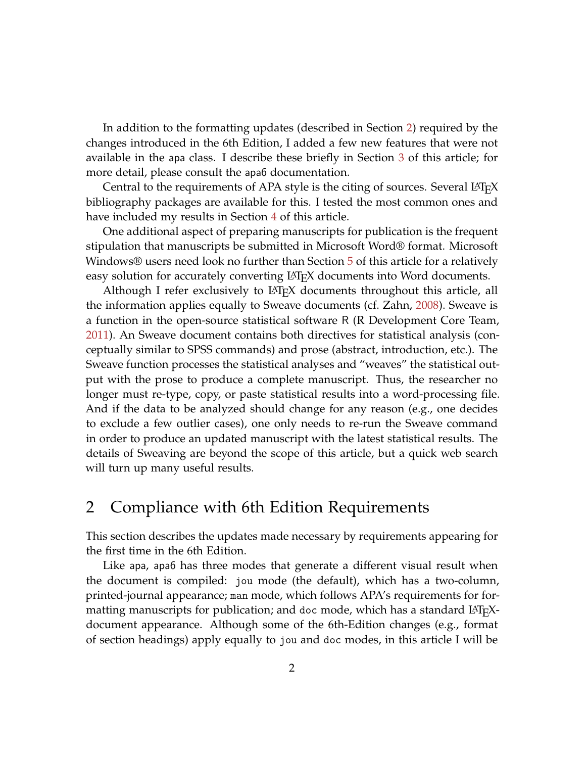In addition to the formatting updates (described in Section 2) required by the changes introduced in the 6th Edition, I added a few new features that were not available in the apa class. I describe these briefly in Section 3 of this article; for more detail, please consult the apa6 documentation.

Central to the requirements of APA style is the citing of sources. Several LaTeX bibliography packages are available for this. I tested the most common ones and have included my results in Section 4 of this article.

One additional aspect of preparing manuscripts for publication is the frequent stipulation that manuscripts be submitted in Microsoft Word® format. Microsoft Windows® users need look no further than Section 5 of this article for a relatively easy solution for accurately converting LaTeX documents into Word documents.

Although I refer exclusively to LaTeX documents throughout this article, all the information applies equally to Sweave documents (cf. Zahn, 2008). Sweave is a function in the open-source statistical software R (R Development Core Team, 2011). An Sweave document contains both directives for statistical analysis (conceptually similar to SPSS commands) and prose (abstract, introduction, etc.). The Sweave function processes the statistical analyses and "weaves" the statistical output with the prose to produce a complete manuscript. Thus, the researcher no longer must re-type, copy, or paste statistical results into a word-processing file. And if the data to be analyzed should change for any reason (e.g., one decides to exclude a few outlier cases), one only needs to re-run the Sweave command in order to produce an updated manuscript with the latest statistical results. The details of Sweaving are beyond the scope of this article, but a quick web search will turn up many useful results.

## 2 Compliance with 6th Edition Requirements

This section describes the updates made necessary by requirements appearing for the first time in the 6th Edition.

Like apa, apa6 has three modes that generate a different visual result when the document is compiled: jou mode (the default), which has a two-column, printed-journal appearance; man mode, which follows APA's requirements for formatting manuscripts for publication; and doc mode, which has a standard LaTeX-document appearance. Although some of the 6th-Edition changes (e.g., format of section headings) apply equally to jou and doc modes, in this article I will be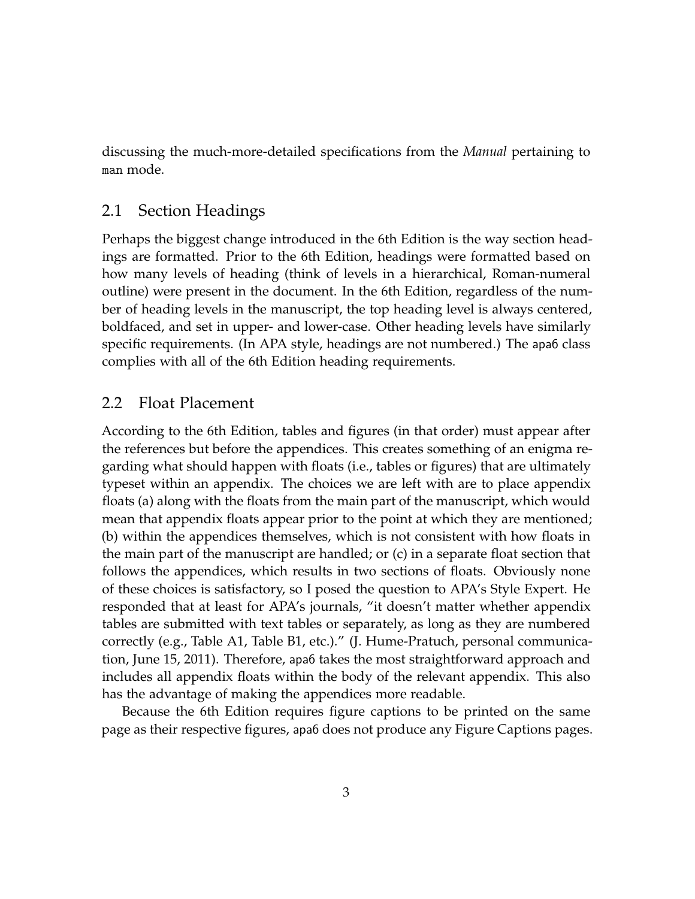discussing the much-more-detailed specifications from the *Manual* pertaining to `man` mode.

## 2.1 Section Headings

Perhaps the biggest change introduced in the 6th Edition is the way section headings are formatted. Prior to the 6th Edition, headings were formatted based on how many levels of heading (think of levels in a hierarchical, Roman-numeral outline) were present in the document. In the 6th Edition, regardless of the number of heading levels in the manuscript, the top heading level is always centered, boldfaced, and set in upper- and lower-case. Other heading levels have similarly specific requirements. (In APA style, headings are not numbered.) The apa6 class complies with all of the 6th Edition heading requirements.

## 2.2 Float Placement

According to the 6th Edition, tables and figures (in that order) must appear after the references but before the appendices. This creates something of an enigma regarding what should happen with floats (i.e., tables or figures) that are ultimately typeset within an appendix. The choices we are left with are to place appendix floats (a) along with the floats from the main part of the manuscript, which would mean that appendix floats appear prior to the point at which they are mentioned; (b) within the appendices themselves, which is not consistent with how floats in the main part of the manuscript are handled; or (c) in a separate float section that follows the appendices, which results in two sections of floats. Obviously none of these choices is satisfactory, so I posed the question to APA's Style Expert. He responded that at least for APA's journals, "it doesn't matter whether appendix tables are submitted with text tables or separately, as long as they are numbered correctly (e.g., Table A1, Table B1, etc.)." (J. Hume-Pratuch, personal communication, June 15, 2011). Therefore, apa6 takes the most straightforward approach and includes all appendix floats within the body of the relevant appendix. This also has the advantage of making the appendices more readable.

Because the 6th Edition requires figure captions to be printed on the same page as their respective figures, apa6 does not produce any Figure Captions pages.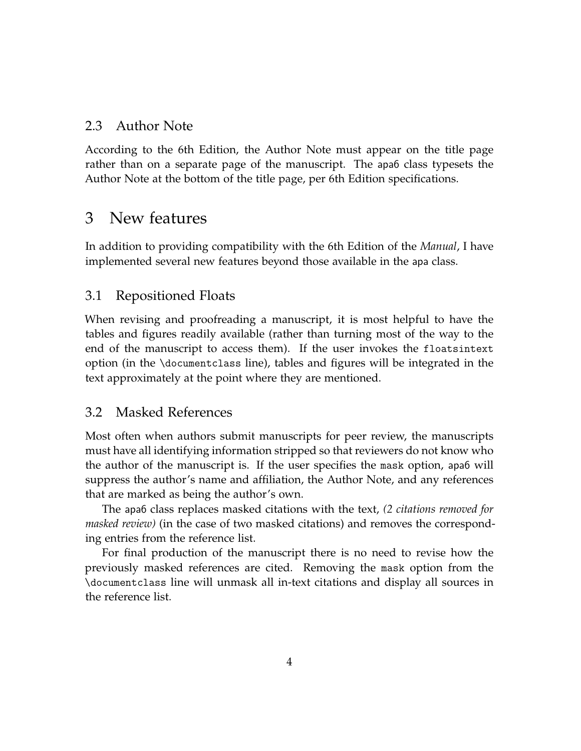## 2.3 Author Note

According to the 6th Edition, the Author Note must appear on the title page rather than on a separate page of the manuscript. The `apa6` class typesets the Author Note at the bottom of the title page, per 6th Edition specifications.

# 3 New features

In addition to providing compatibility with the 6th Edition of the *Manual*, I have implemented several new features beyond those available in the `apa` class.

## 3.1 Repositioned Floats

When revising and proofreading a manuscript, it is most helpful to have the tables and figures readily available (rather than turning most of the way to the end of the manuscript to access them). If the user invokes the `floatsintext` option (in the `\documentclass` line), tables and figures will be integrated in the text approximately at the point where they are mentioned.

## 3.2 Masked References

Most often when authors submit manuscripts for peer review, the manuscripts must have all identifying information stripped so that reviewers do not know who the author of the manuscript is. If the user specifies the `mask` option, `apa6` will suppress the author's name and affiliation, the Author Note, and any references that are marked as being the author's own.

The `apa6` class replaces masked citations with the text, *(2 citations removed for masked review)* (in the case of two masked citations) and removes the corresponding entries from the reference list.

For final production of the manuscript there is no need to revise how the previously masked references are cited. Removing the `mask` option from the `\documentclass` line will unmask all in-text citations and display all sources in the reference list.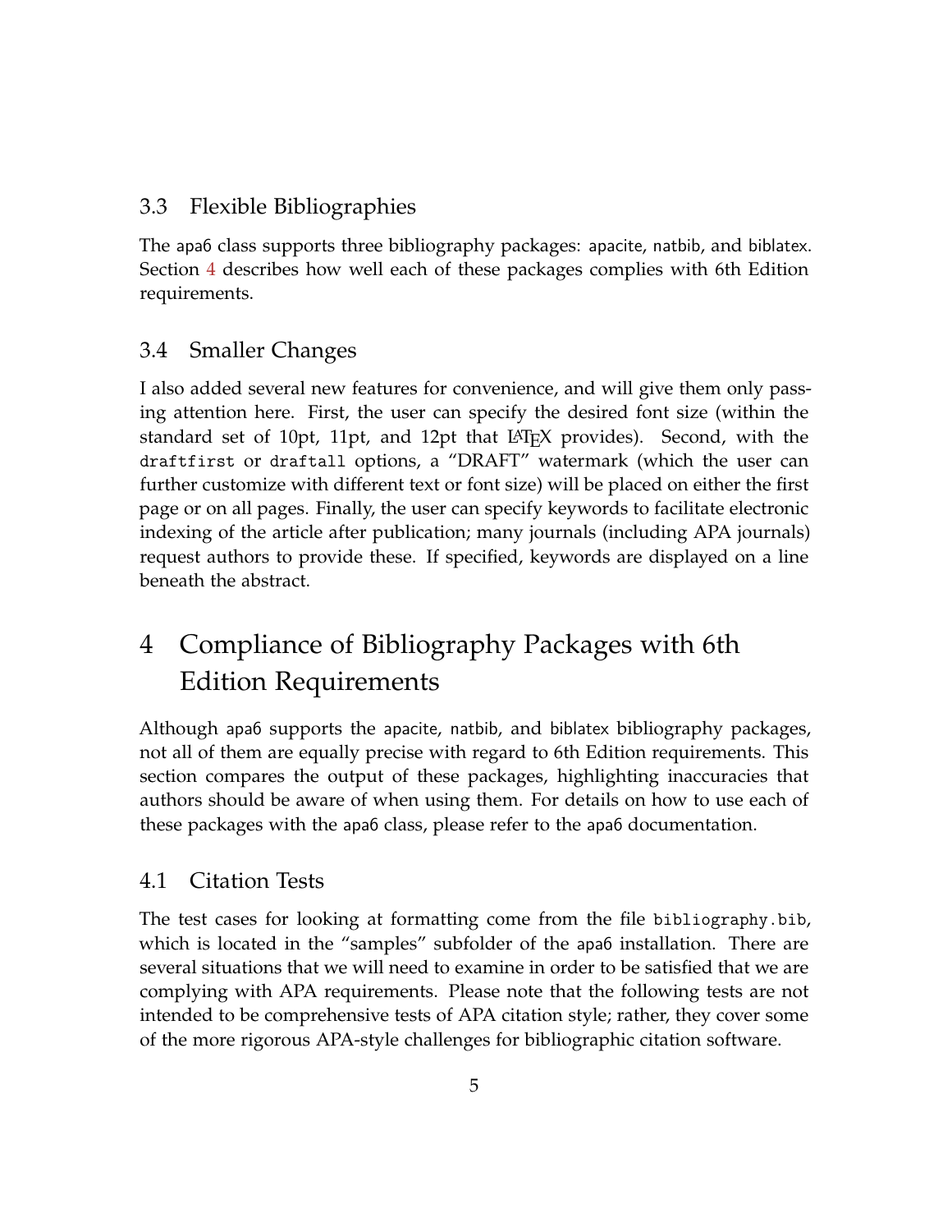## 3.3 Flexible Bibliographies

The apa6 class supports three bibliography packages: apacite, natbib, and biblatex. Section 4 describes how well each of these packages complies with 6th Edition requirements.

## 3.4 Smaller Changes

I also added several new features for convenience, and will give them only passing attention here. First, the user can specify the desired font size (within the standard set of 10pt, 11pt, and 12pt that LaTeX provides). Second, with the `draftfirst` or `draftall` options, a "DRAFT" watermark (which the user can further customize with different text or font size) will be placed on either the first page or on all pages. Finally, the user can specify keywords to facilitate electronic indexing of the article after publication; many journals (including APA journals) request authors to provide these. If specified, keywords are displayed on a line beneath the abstract.

# 4 Compliance of Bibliography Packages with 6th Edition Requirements

Although apa6 supports the apacite, natbib, and biblatex bibliography packages, not all of them are equally precise with regard to 6th Edition requirements. This section compares the output of these packages, highlighting inaccuracies that authors should be aware of when using them. For details on how to use each of these packages with the apa6 class, please refer to the apa6 documentation.

## 4.1 Citation Tests

The test cases for looking at formatting come from the file `bibliography.bib`, which is located in the "samples" subfolder of the apa6 installation. There are several situations that we will need to examine in order to be satisfied that we are complying with APA requirements. Please note that the following tests are not intended to be comprehensive tests of APA citation style; rather, they cover some of the more rigorous APA-style challenges for bibliographic citation software.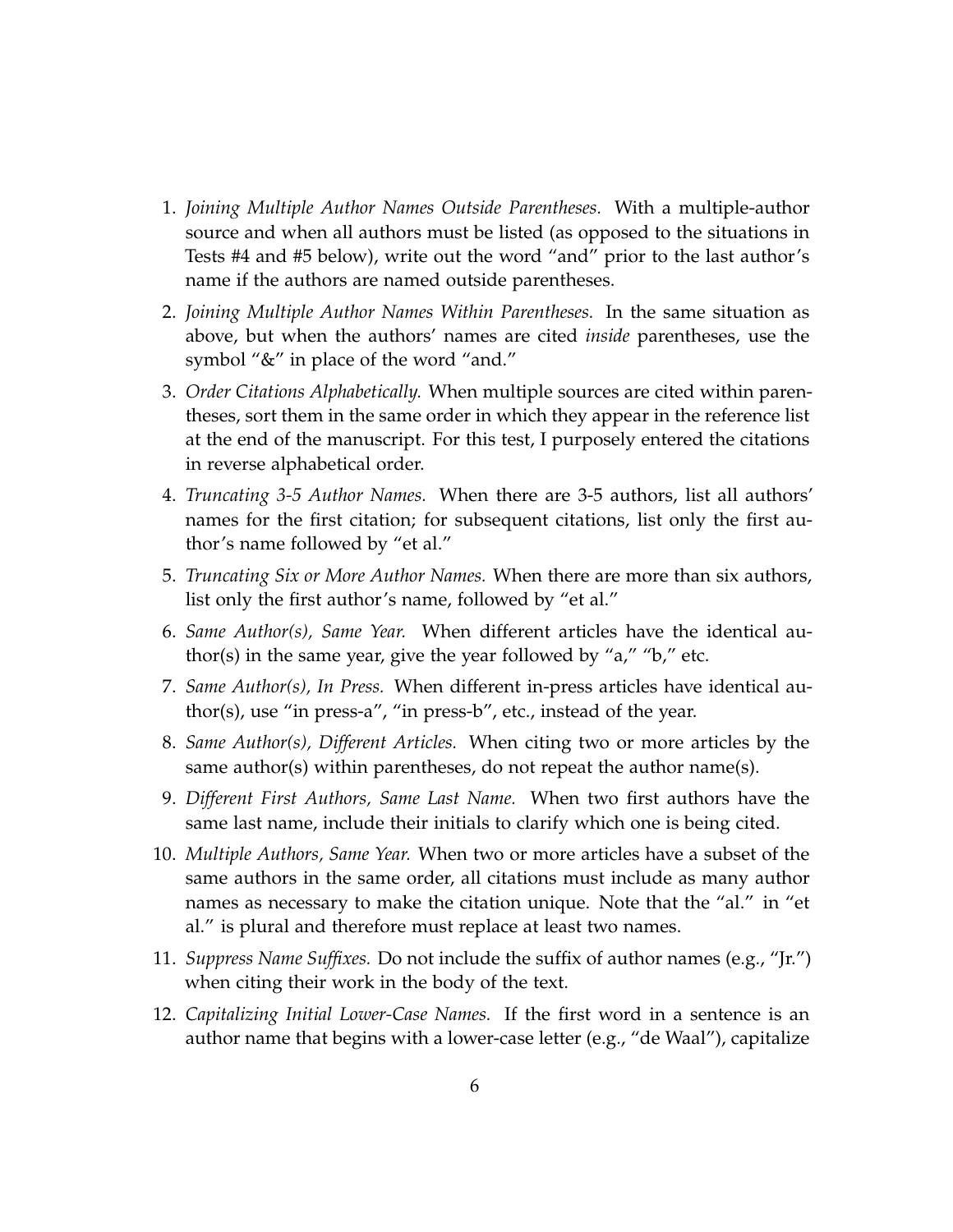1. *Joining Multiple Author Names Outside Parentheses.* With a multiple-author source and when all authors must be listed (as opposed to the situations in Tests #4 and #5 below), write out the word "and" prior to the last author's name if the authors are named outside parentheses.
2. *Joining Multiple Author Names Within Parentheses.* In the same situation as above, but when the authors' names are cited *inside* parentheses, use the symbol "&" in place of the word "and."
3. *Order Citations Alphabetically.* When multiple sources are cited within parentheses, sort them in the same order in which they appear in the reference list at the end of the manuscript. For this test, I purposely entered the citations in reverse alphabetical order.
4. *Truncating 3-5 Author Names.* When there are 3-5 authors, list all authors' names for the first citation; for subsequent citations, list only the first author's name followed by "et al."
5. *Truncating Six or More Author Names.* When there are more than six authors, list only the first author's name, followed by "et al."
6. *Same Author(s), Same Year.* When different articles have the identical author(s) in the same year, give the year followed by "a," "b," etc.
7. *Same Author(s), In Press.* When different in-press articles have identical author(s), use "in press-a", "in press-b", etc., instead of the year.
8. *Same Author(s), Different Articles.* When citing two or more articles by the same author(s) within parentheses, do not repeat the author name(s).
9. *Different First Authors, Same Last Name.* When two first authors have the same last name, include their initials to clarify which one is being cited.
10. *Multiple Authors, Same Year.* When two or more articles have a subset of the same authors in the same order, all citations must include as many author names as necessary to make the citation unique. Note that the "al." in "et al." is plural and therefore must replace at least two names.
11. *Suppress Name Suffixes.* Do not include the suffix of author names (e.g., "Jr.") when citing their work in the body of the text.
12. *Capitalizing Initial Lower-Case Names.* If the first word in a sentence is an author name that begins with a lower-case letter (e.g., "de Waal"), capitalize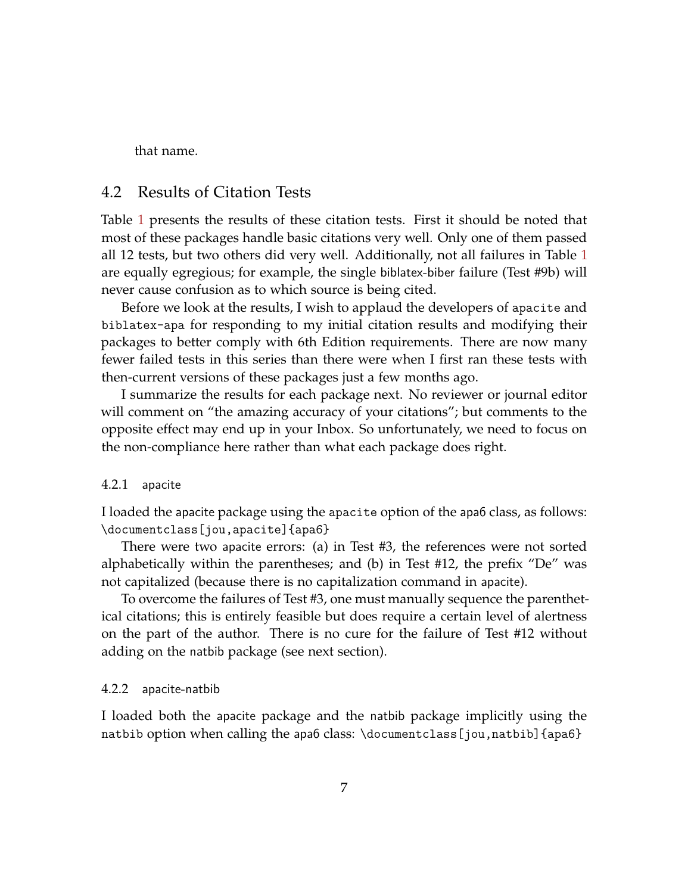that name.

## 4.2 Results of Citation Tests

Table 1 presents the results of these citation tests. First it should be noted that most of these packages handle basic citations very well. Only one of them passed all 12 tests, but two others did very well. Additionally, not all failures in Table 1 are equally egregious; for example, the single biblatex-biber failure (Test #9b) will never cause confusion as to which source is being cited.

Before we look at the results, I wish to applaud the developers of `apacite` and `biblatex-apa` for responding to my initial citation results and modifying their packages to better comply with 6th Edition requirements. There are now many fewer failed tests in this series than there were when I first ran these tests with then-current versions of these packages just a few months ago.

I summarize the results for each package next. No reviewer or journal editor will comment on "the amazing accuracy of your citations"; but comments to the opposite effect may end up in your Inbox. So unfortunately, we need to focus on the non-compliance here rather than what each package does right.

### 4.2.1 apacite

I loaded the apacite package using the `apacite` option of the apa6 class, as follows: `\documentclass[jou,apacite]{apa6}`

There were two apacite errors: (a) in Test #3, the references were not sorted alphabetically within the parentheses; and (b) in Test #12, the prefix "De" was not capitalized (because there is no capitalization command in apacite).

To overcome the failures of Test #3, one must manually sequence the parenthetical citations; this is entirely feasible but does require a certain level of alertness on the part of the author. There is no cure for the failure of Test #12 without adding on the natbib package (see next section).

### 4.2.2 apacite-natbib

I loaded both the apacite package and the natbib package implicitly using the `natbib` option when calling the apa6 class: `\documentclass[jou,natbib]{apa6}`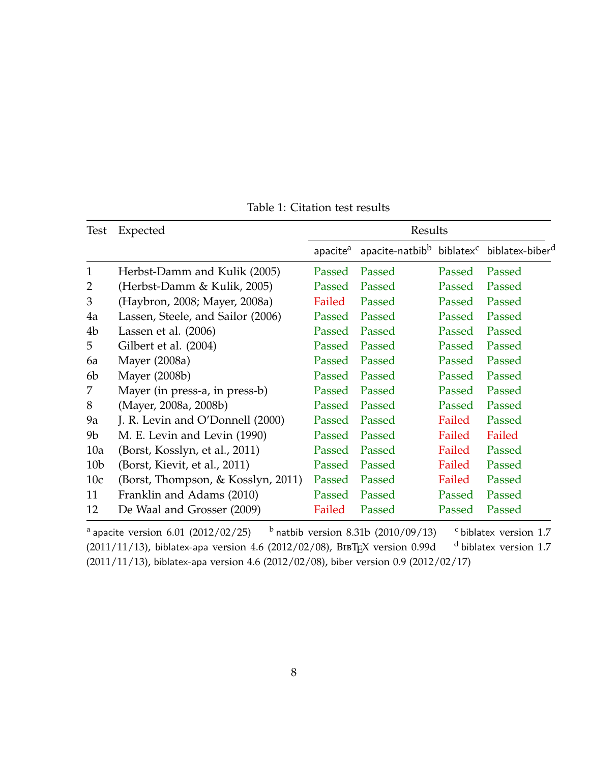Table 1: Citation test results

| Test | Expected | Results | | | |
|---|---|---|---|---|---|
| | | apacite[a] | apacite-natbib[b] | biblatex[c] | biblatex-biber[d] |
| 1 | Herbst-Damm and Kulik (2005) | Passed | Passed | Passed | Passed |
| 2 | (Herbst-Damm & Kulik, 2005) | Passed | Passed | Passed | Passed |
| 3 | (Haybron, 2008; Mayer, 2008a) | Failed | Passed | Passed | Passed |
| 4a | Lassen, Steele, and Sailor (2006) | Passed | Passed | Passed | Passed |
| 4b | Lassen et al. (2006) | Passed | Passed | Passed | Passed |
| 5 | Gilbert et al. (2004) | Passed | Passed | Passed | Passed |
| 6a | Mayer (2008a) | Passed | Passed | Passed | Passed |
| 6b | Mayer (2008b) | Passed | Passed | Passed | Passed |
| 7 | Mayer (in press-a, in press-b) | Passed | Passed | Passed | Passed |
| 8 | (Mayer, 2008a, 2008b) | Passed | Passed | Passed | Passed |
| 9a | J. R. Levin and O'Donnell (2000) | Passed | Passed | Failed | Passed |
| 9b | M. E. Levin and Levin (1990) | Passed | Passed | Failed | Failed |
| 10a | (Borst, Kosslyn, et al., 2011) | Passed | Passed | Failed | Passed |
| 10b | (Borst, Kievit, et al., 2011) | Passed | Passed | Failed | Passed |
| 10c | (Borst, Thompson, & Kosslyn, 2011) | Passed | Passed | Failed | Passed |
| 11 | Franklin and Adams (2010) | Passed | Passed | Passed | Passed |
| 12 | De Waal and Grosser (2009) | Failed | Passed | Passed | Passed |

[a] apacite version 6.01 (2012/02/25) [b] natbib version 8.31b (2010/09/13) [c] biblatex version 1.7 (2011/11/13), biblatex-apa version 4.6 (2012/02/08), BibTeX version 0.99d [d] biblatex version 1.7 (2011/11/13), biblatex-apa version 4.6 (2012/02/08), biber version 0.9 (2012/02/17)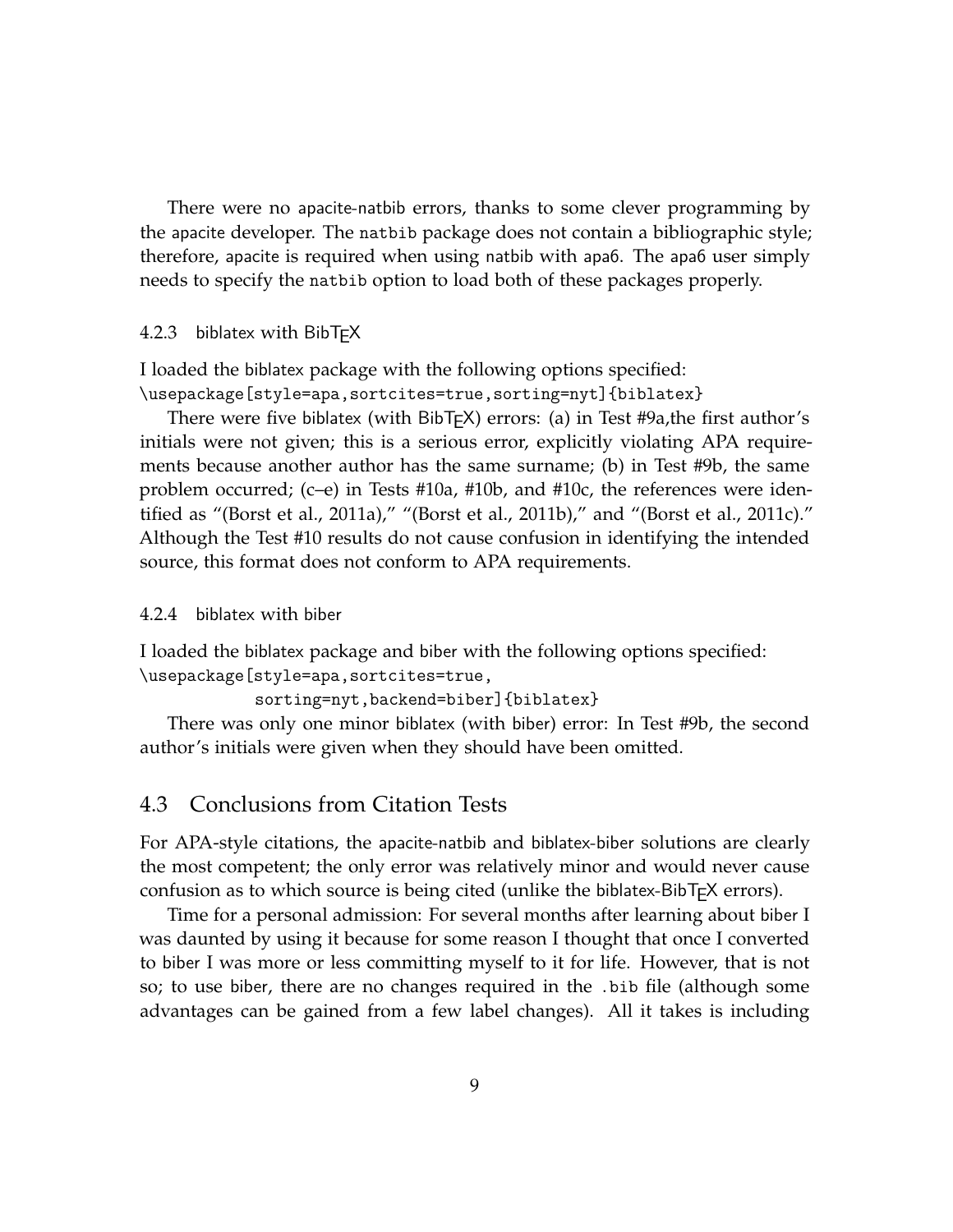There were no apacite-natbib errors, thanks to some clever programming by the apacite developer. The natbib package does not contain a bibliographic style; therefore, apacite is required when using natbib with apa6. The apa6 user simply needs to specify the natbib option to load both of these packages properly.

### 4.2.3 biblatex with BibTEX

I loaded the biblatex package with the following options specified:

```
\usepackage[style=apa,sortcites=true,sorting=nyt]{biblatex}
```

There were five biblatex (with BibTEX) errors: (a) in Test #9a,the first author's initials were not given; this is a serious error, explicitly violating APA requirements because another author has the same surname; (b) in Test #9b, the same problem occurred; (c–e) in Tests #10a, #10b, and #10c, the references were identified as "(Borst et al., 2011a)," "(Borst et al., 2011b)," and "(Borst et al., 2011c)." Although the Test #10 results do not cause confusion in identifying the intended source, this format does not conform to APA requirements.

### 4.2.4 biblatex with biber

I loaded the biblatex package and biber with the following options specified:

```
\usepackage[style=apa,sortcites=true,
            sorting=nyt,backend=biber]{biblatex}
```

There was only one minor biblatex (with biber) error: In Test #9b, the second author's initials were given when they should have been omitted.

## 4.3 Conclusions from Citation Tests

For APA-style citations, the apacite-natbib and biblatex-biber solutions are clearly the most competent; the only error was relatively minor and would never cause confusion as to which source is being cited (unlike the biblatex-BibTEX errors).

Time for a personal admission: For several months after learning about biber I was daunted by using it because for some reason I thought that once I converted to biber I was more or less committing myself to it for life. However, that is not so; to use biber, there are no changes required in the .bib file (although some advantages can be gained from a few label changes). All it takes is including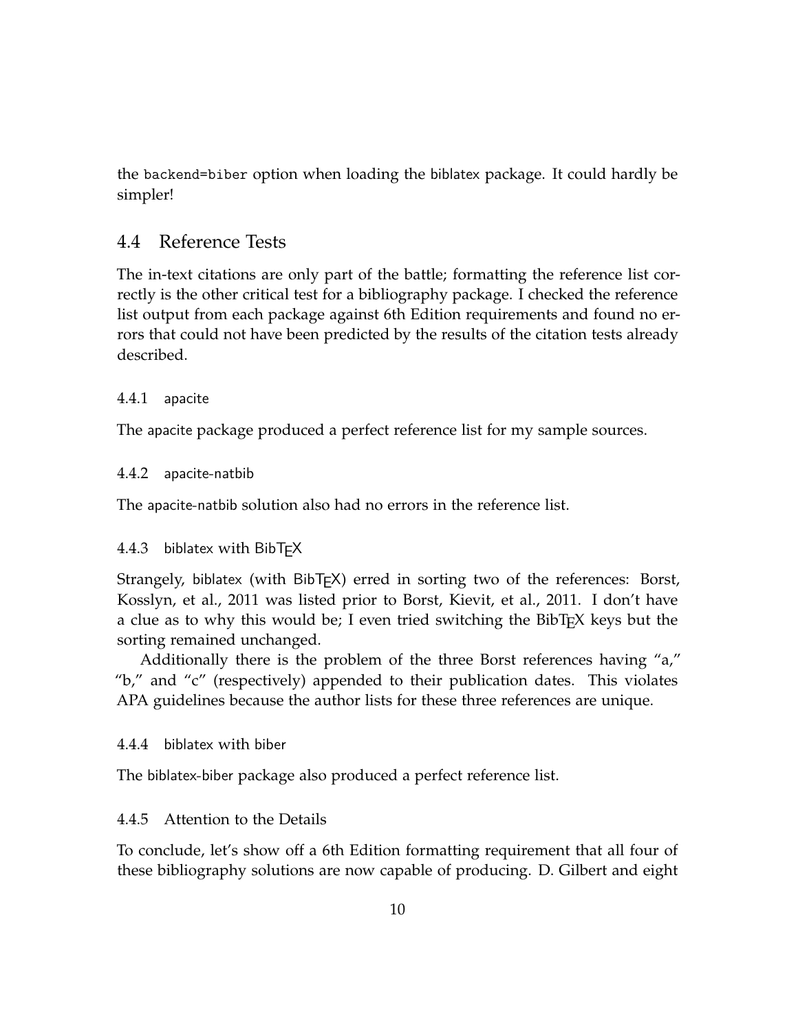the `backend=biber` option when loading the biblatex package. It could hardly be simpler!

## 4.4 Reference Tests

The in-text citations are only part of the battle; formatting the reference list correctly is the other critical test for a bibliography package. I checked the reference list output from each package against 6th Edition requirements and found no errors that could not have been predicted by the results of the citation tests already described.

### 4.4.1 apacite

The apacite package produced a perfect reference list for my sample sources.

### 4.4.2 apacite-natbib

The apacite-natbib solution also had no errors in the reference list.

### 4.4.3 biblatex with BibTEX

Strangely, biblatex (with BibTEX) erred in sorting two of the references: Borst, Kosslyn, et al., 2011 was listed prior to Borst, Kievit, et al., 2011. I don't have a clue as to why this would be; I even tried switching the BibTEX keys but the sorting remained unchanged.

Additionally there is the problem of the three Borst references having "a," "b," and "c" (respectively) appended to their publication dates. This violates APA guidelines because the author lists for these three references are unique.

### 4.4.4 biblatex with biber

The biblatex-biber package also produced a perfect reference list.

### 4.4.5 Attention to the Details

To conclude, let's show off a 6th Edition formatting requirement that all four of these bibliography solutions are now capable of producing. D. Gilbert and eight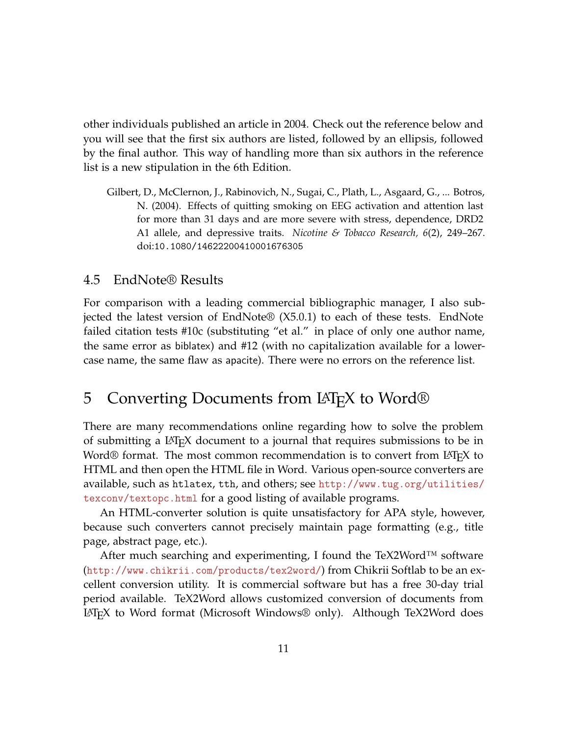other individuals published an article in 2004. Check out the reference below and you will see that the first six authors are listed, followed by an ellipsis, followed by the final author. This way of handling more than six authors in the reference list is a new stipulation in the 6th Edition.

> Gilbert, D., McClernon, J., Rabinovich, N., Sugai, C., Plath, L., Asgaard, G., ... Botros, N. (2004). Effects of quitting smoking on EEG activation and attention last for more than 31 days and are more severe with stress, dependence, DRD2 A1 allele, and depressive traits. *Nicotine & Tobacco Research, 6*(2), 249–267. doi:10.1080/14622200410001676305

### 4.5 EndNote® Results

For comparison with a leading commercial bibliographic manager, I also subjected the latest version of EndNote® (X5.0.1) to each of these tests. EndNote failed citation tests #10c (substituting “et al.” in place of only one author name, the same error as biblatex) and #12 (with no capitalization available for a lowercase name, the same flaw as apacite). There were no errors on the reference list.

## 5 Converting Documents from LaTeX to Word®

There are many recommendations online regarding how to solve the problem of submitting a LaTeX document to a journal that requires submissions to be in Word® format. The most common recommendation is to convert from LaTeX to HTML and then open the HTML file in Word. Various open-source converters are available, such as `htlatex`, `tth`, and others; see http://www.tug.org/utilities/texconv/textopc.html for a good listing of available programs.

An HTML-converter solution is quite unsatisfactory for APA style, however, because such converters cannot precisely maintain page formatting (e.g., title page, abstract page, etc.).

After much searching and experimenting, I found the TeX2Word™ software (http://www.chikrii.com/products/tex2word/) from Chikrii Softlab to be an excellent conversion utility. It is commercial software but has a free 30-day trial period available. TeX2Word allows customized conversion of documents from LaTeX to Word format (Microsoft Windows® only). Although TeX2Word does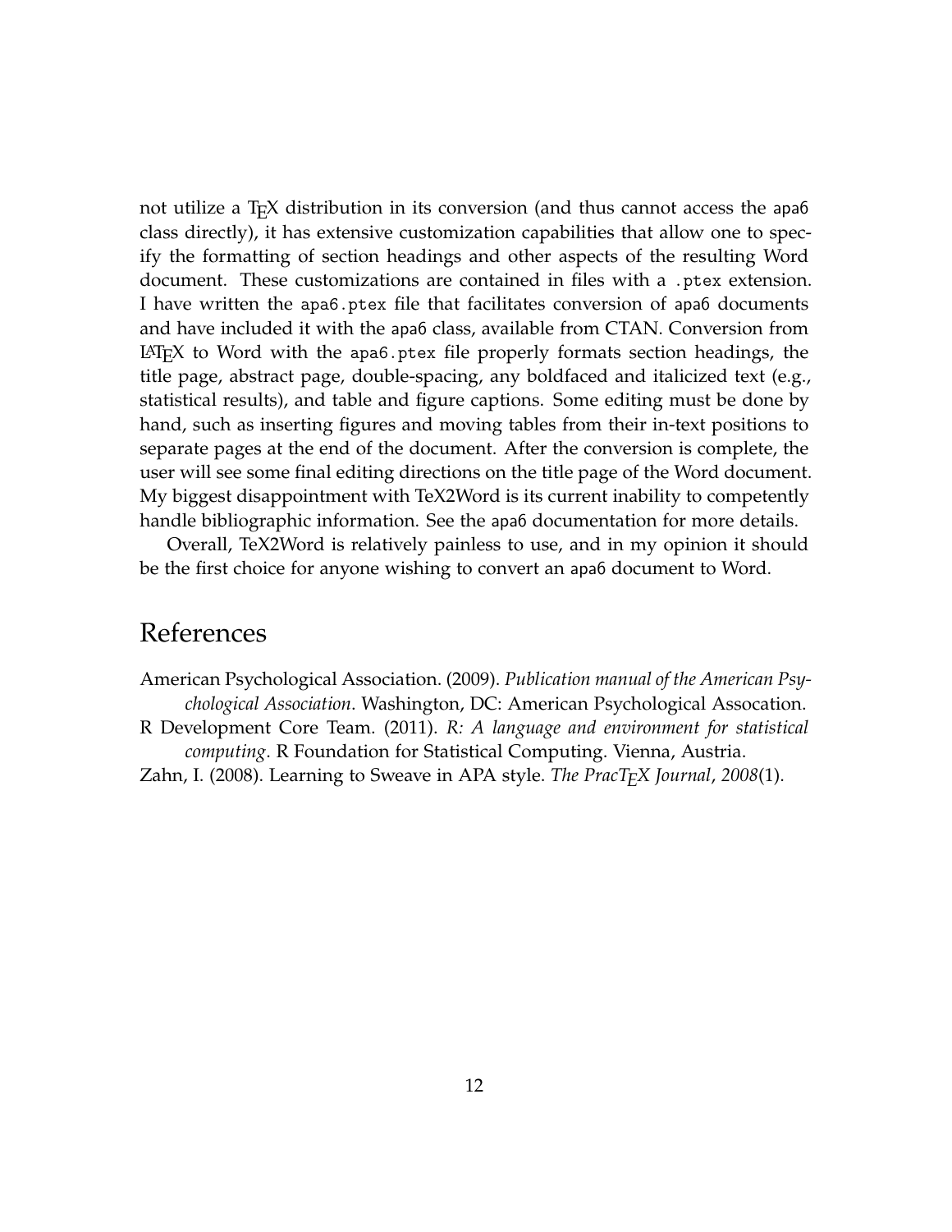not utilize a TEX distribution in its conversion (and thus cannot access the apa6 class directly), it has extensive customization capabilities that allow one to specify the formatting of section headings and other aspects of the resulting Word document. These customizations are contained in files with a `.ptex` extension. I have written the `apa6.ptex` file that facilitates conversion of apa6 documents and have included it with the apa6 class, available from CTAN. Conversion from LATEX to Word with the `apa6.ptex` file properly formats section headings, the title page, abstract page, double-spacing, any boldfaced and italicized text (e.g., statistical results), and table and figure captions. Some editing must be done by hand, such as inserting figures and moving tables from their in-text positions to separate pages at the end of the document. After the conversion is complete, the user will see some final editing directions on the title page of the Word document. My biggest disappointment with TeX2Word is its current inability to competently handle bibliographic information. See the apa6 documentation for more details.

Overall, TeX2Word is relatively painless to use, and in my opinion it should be the first choice for anyone wishing to convert an apa6 document to Word.

# References

American Psychological Association. (2009). *Publication manual of the American Psychological Association*. Washington, DC: American Psychological Assocation.

R Development Core Team. (2011). *R: A language and environment for statistical computing*. R Foundation for Statistical Computing. Vienna, Austria.

Zahn, I. (2008). Learning to Sweave in APA style. *The PracTEX Journal*, *2008*(1).